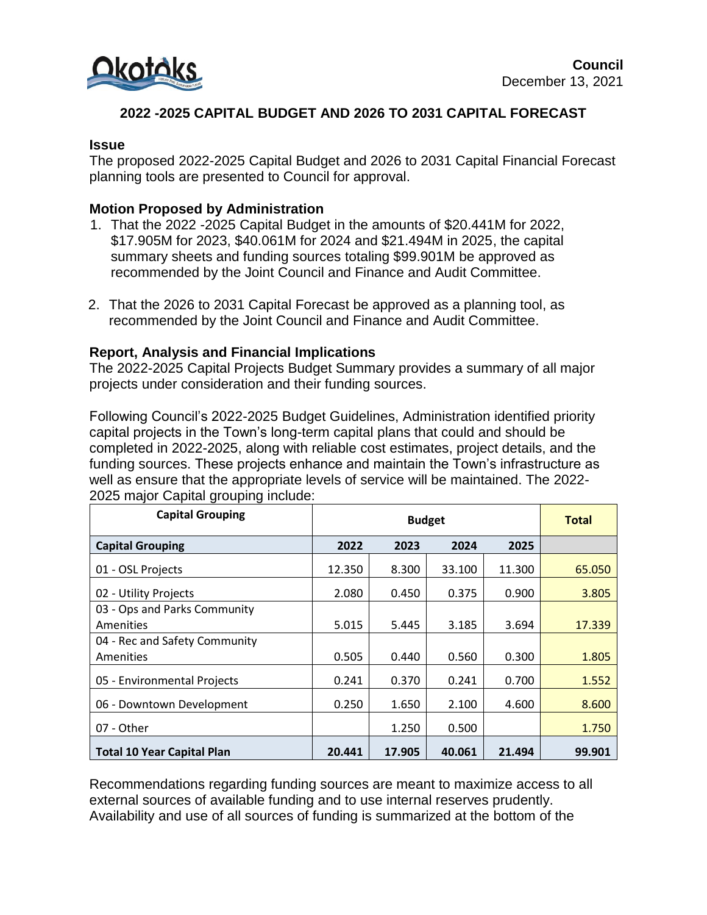Council
December 13, 2021

# 2022 -2025 CAPITAL BUDGET AND 2026 TO 2031 CAPITAL FORECAST

## Issue

The proposed 2022-2025 Capital Budget and 2026 to 2031 Capital Financial Forecast planning tools are presented to Council for approval.

## Motion Proposed by Administration

1. That the 2022 -2025 Capital Budget in the amounts of $20.441M for 2022, $17.905M for 2023, $40.061M for 2024 and $21.494M in 2025, the capital summary sheets and funding sources totaling $99.901M be approved as recommended by the Joint Council and Finance and Audit Committee.

2. That the 2026 to 2031 Capital Forecast be approved as a planning tool, as recommended by the Joint Council and Finance and Audit Committee.

## Report, Analysis and Financial Implications

The 2022-2025 Capital Projects Budget Summary provides a summary of all major projects under consideration and their funding sources.

Following Council's 2022-2025 Budget Guidelines, Administration identified priority capital projects in the Town's long-term capital plans that could and should be completed in 2022-2025, along with reliable cost estimates, project details, and the funding sources. These projects enhance and maintain the Town's infrastructure as well as ensure that the appropriate levels of service will be maintained. The 2022-2025 major Capital grouping include:

| Capital Grouping | Budget | | | | Total |
|---|---|---|---|---|---|
| **Capital Grouping** | **2022** | **2023** | **2024** | **2025** | |
| 01 - OSL Projects | 12.350 | 8.300 | 33.100 | 11.300 | 65.050 |
| 02 - Utility Projects | 2.080 | 0.450 | 0.375 | 0.900 | 3.805 |
| 03 - Ops and Parks Community Amenities | 5.015 | 5.445 | 3.185 | 3.694 | 17.339 |
| 04 - Rec and Safety Community Amenities | 0.505 | 0.440 | 0.560 | 0.300 | 1.805 |
| 05 - Environmental Projects | 0.241 | 0.370 | 0.241 | 0.700 | 1.552 |
| 06 - Downtown Development | 0.250 | 1.650 | 2.100 | 4.600 | 8.600 |
| 07 - Other | | 1.250 | 0.500 | | 1.750 |
| **Total 10 Year Capital Plan** | **20.441** | **17.905** | **40.061** | **21.494** | **99.901** |

Recommendations regarding funding sources are meant to maximize access to all external sources of available funding and to use internal reserves prudently. Availability and use of all sources of funding is summarized at the bottom of the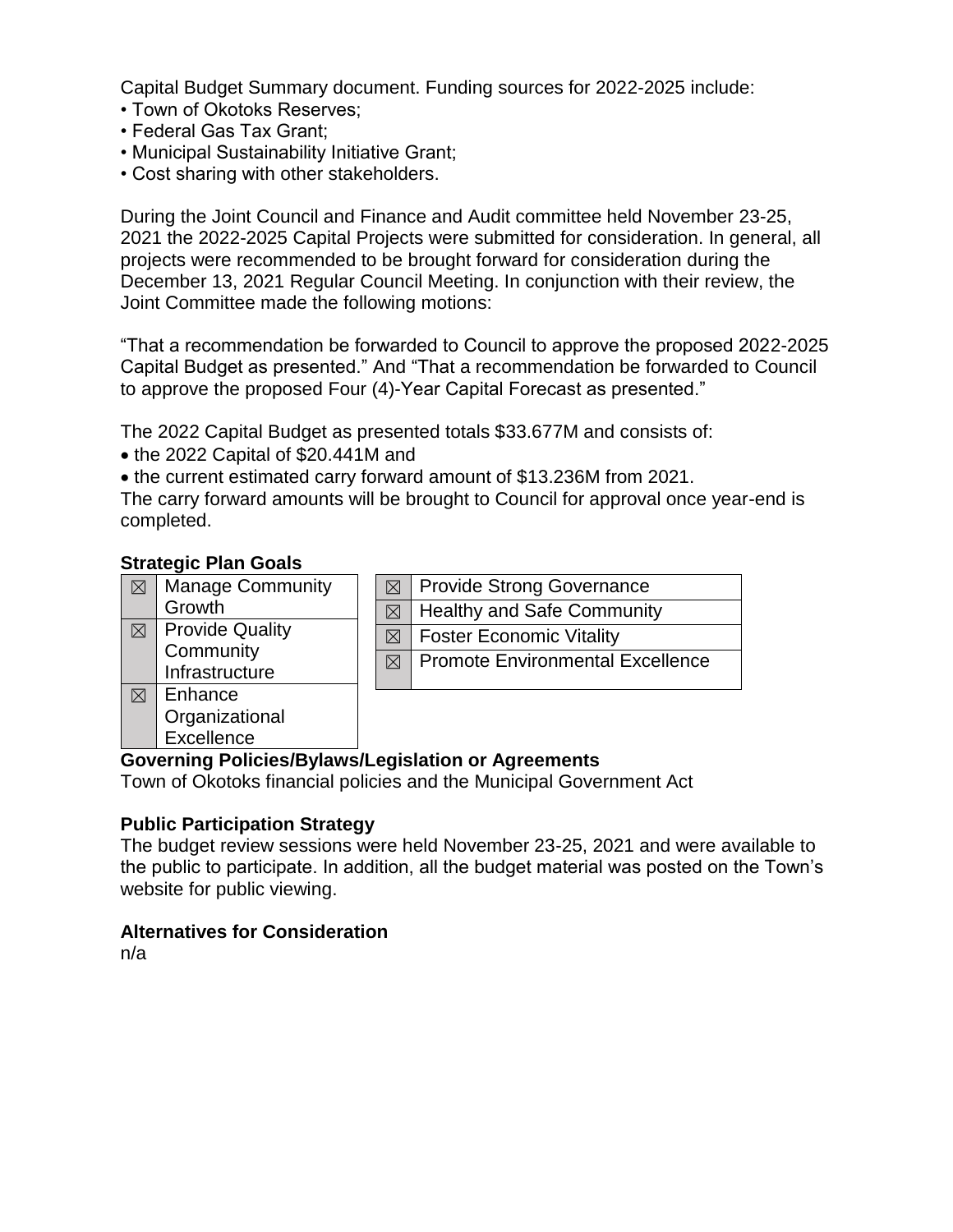Capital Budget Summary document. Funding sources for 2022-2025 include:

- Town of Okotoks Reserves;
- Federal Gas Tax Grant;
- Municipal Sustainability Initiative Grant;
- Cost sharing with other stakeholders.

During the Joint Council and Finance and Audit committee held November 23-25, 2021 the 2022-2025 Capital Projects were submitted for consideration. In general, all projects were recommended to be brought forward for consideration during the December 13, 2021 Regular Council Meeting. In conjunction with their review, the Joint Committee made the following motions:

“That a recommendation be forwarded to Council to approve the proposed 2022-2025 Capital Budget as presented.” And “That a recommendation be forwarded to Council to approve the proposed Four (4)-Year Capital Forecast as presented.”

The 2022 Capital Budget as presented totals $33.677M and consists of:

- the 2022 Capital of $20.441M and
- the current estimated carry forward amount of $13.236M from 2021.

The carry forward amounts will be brought to Council for approval once year-end is completed.

**Strategic Plan Goals**

| | |
|---|---|
| ☒ | Manage Community Growth |
| ☒ | Provide Quality Community Infrastructure |
| ☒ | Enhance Organizational Excellence |

| | |
|---|---|
| ☒ | Provide Strong Governance |
| ☒ | Healthy and Safe Community |
| ☒ | Foster Economic Vitality |
| ☒ | Promote Environmental Excellence |

**Governing Policies/Bylaws/Legislation or Agreements**

Town of Okotoks financial policies and the Municipal Government Act

**Public Participation Strategy**

The budget review sessions were held November 23-25, 2021 and were available to the public to participate. In addition, all the budget material was posted on the Town’s website for public viewing.

**Alternatives for Consideration**

n/a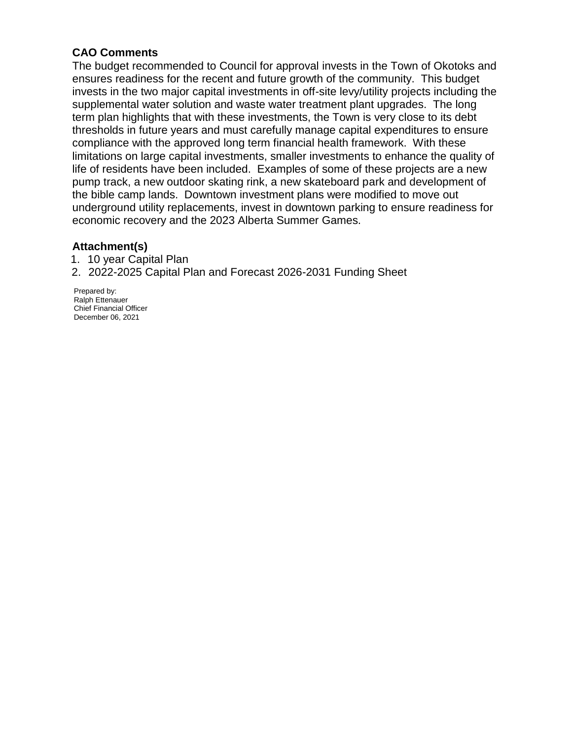## CAO Comments

The budget recommended to Council for approval invests in the Town of Okotoks and ensures readiness for the recent and future growth of the community. This budget invests in the two major capital investments in off-site levy/utility projects including the supplemental water solution and waste water treatment plant upgrades. The long term plan highlights that with these investments, the Town is very close to its debt thresholds in future years and must carefully manage capital expenditures to ensure compliance with the approved long term financial health framework. With these limitations on large capital investments, smaller investments to enhance the quality of life of residents have been included. Examples of some of these projects are a new pump track, a new outdoor skating rink, a new skateboard park and development of the bible camp lands. Downtown investment plans were modified to move out underground utility replacements, invest in downtown parking to ensure readiness for economic recovery and the 2023 Alberta Summer Games.

## Attachment(s)

1. 10 year Capital Plan
2. 2022-2025 Capital Plan and Forecast 2026-2031 Funding Sheet

Prepared by:
Ralph Ettenauer
Chief Financial Officer
December 06, 2021